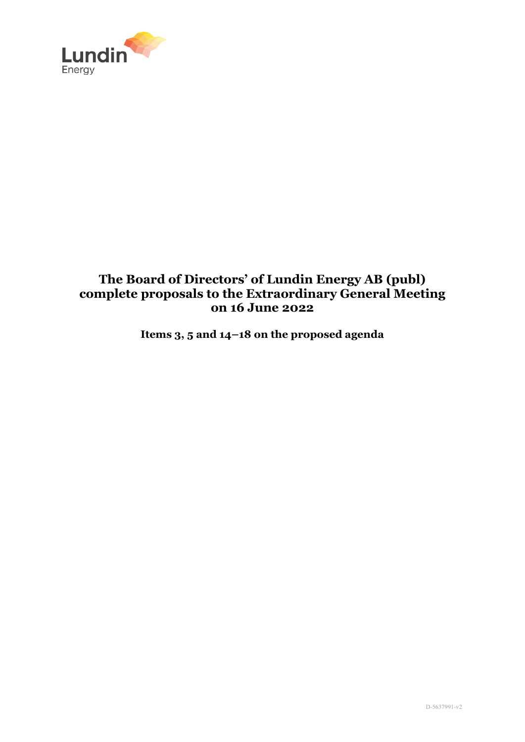Lundin
Energy

# The Board of Directors' of Lundin Energy AB (publ) complete proposals to the Extraordinary General Meeting on 16 June 2022

**Items 3, 5 and 14–18 on the proposed agenda**

D-5637991-v2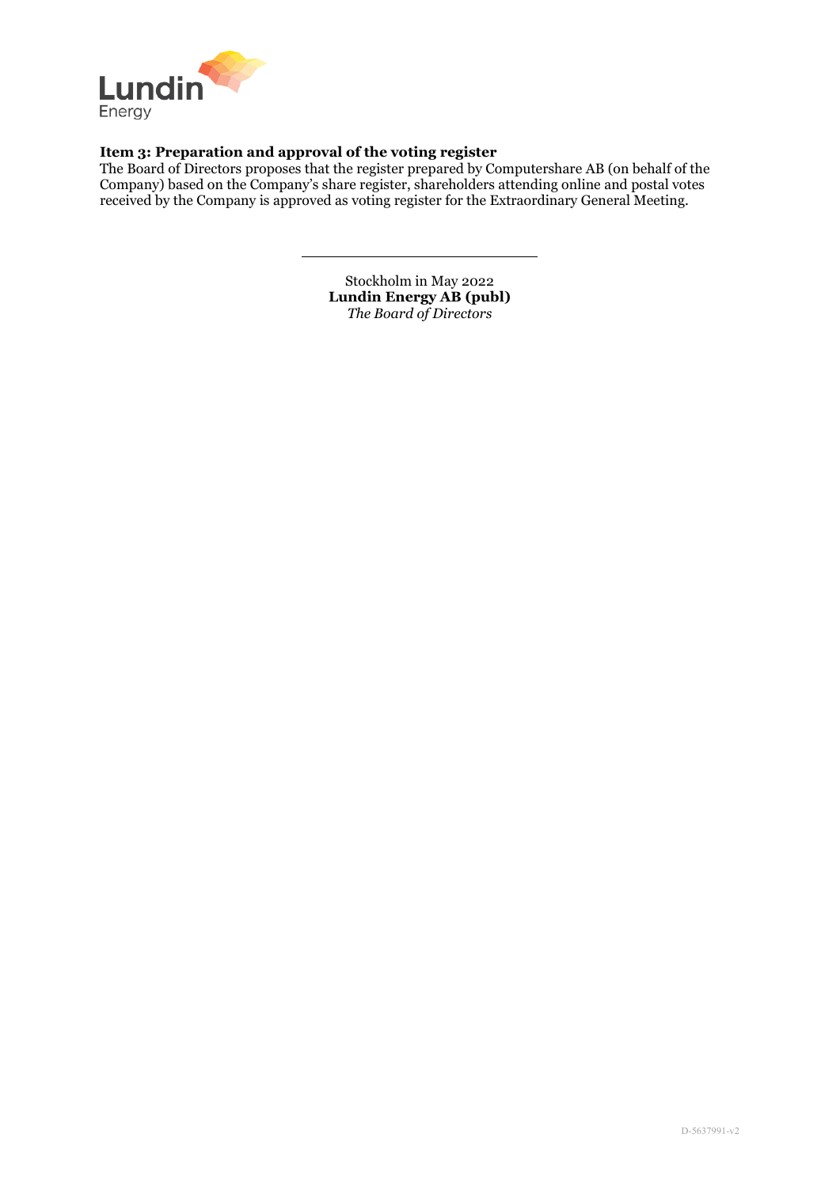**Item 3: Preparation and approval of the voting register**

The Board of Directors proposes that the register prepared by Computershare AB (on behalf of the Company) based on the Company's share register, shareholders attending online and postal votes received by the Company is approved as voting register for the Extraordinary General Meeting.

---

Stockholm in May 2022
**Lundin Energy AB (publ)**
*The Board of Directors*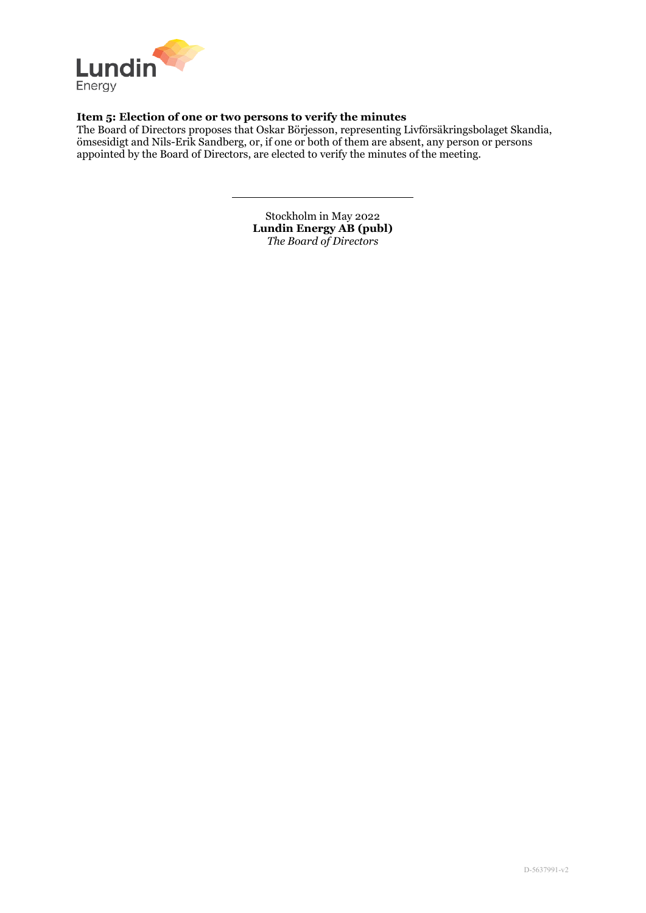**Item 5: Election of one or two persons to verify the minutes**

The Board of Directors proposes that Oskar Börjesson, representing Livförsäkringsbolaget Skandia, ömsesidigt and Nils-Erik Sandberg, or, if one or both of them are absent, any person or persons appointed by the Board of Directors, are elected to verify the minutes of the meeting.

---

Stockholm in May 2022
**Lundin Energy AB (publ)**
*The Board of Directors*

D-5637991-v2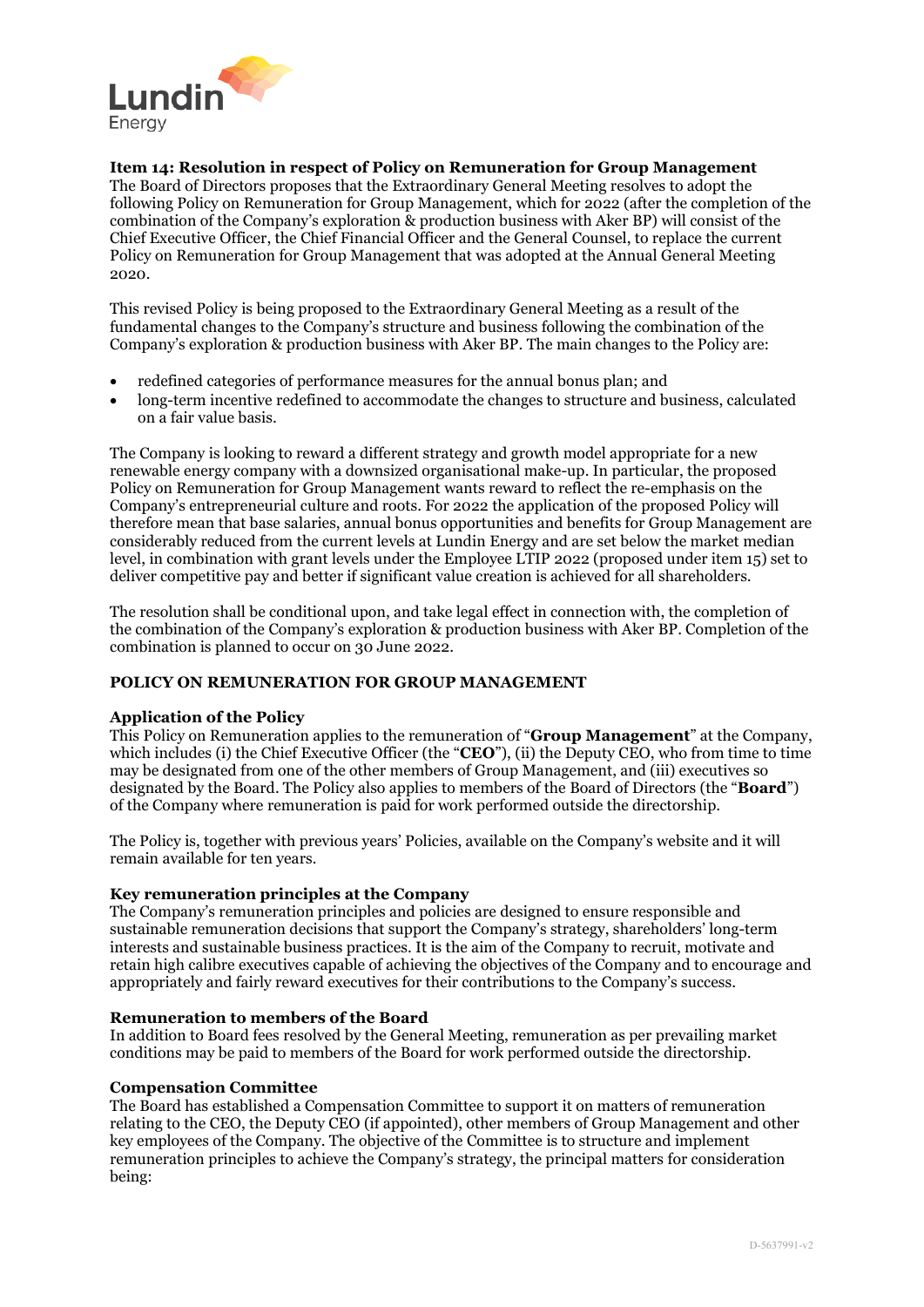**Item 14: Resolution in respect of Policy on Remuneration for Group Management**

The Board of Directors proposes that the Extraordinary General Meeting resolves to adopt the following Policy on Remuneration for Group Management, which for 2022 (after the completion of the combination of the Company's exploration & production business with Aker BP) will consist of the Chief Executive Officer, the Chief Financial Officer and the General Counsel, to replace the current Policy on Remuneration for Group Management that was adopted at the Annual General Meeting 2020.

This revised Policy is being proposed to the Extraordinary General Meeting as a result of the fundamental changes to the Company's structure and business following the combination of the Company's exploration & production business with Aker BP. The main changes to the Policy are:

- redefined categories of performance measures for the annual bonus plan; and
- long-term incentive redefined to accommodate the changes to structure and business, calculated on a fair value basis.

The Company is looking to reward a different strategy and growth model appropriate for a new renewable energy company with a downsized organisational make-up. In particular, the proposed Policy on Remuneration for Group Management wants reward to reflect the re-emphasis on the Company's entrepreneurial culture and roots. For 2022 the application of the proposed Policy will therefore mean that base salaries, annual bonus opportunities and benefits for Group Management are considerably reduced from the current levels at Lundin Energy and are set below the market median level, in combination with grant levels under the Employee LTIP 2022 (proposed under item 15) set to deliver competitive pay and better if significant value creation is achieved for all shareholders.

The resolution shall be conditional upon, and take legal effect in connection with, the completion of the combination of the Company's exploration & production business with Aker BP. Completion of the combination is planned to occur on 30 June 2022.

## POLICY ON REMUNERATION FOR GROUP MANAGEMENT

### Application of the Policy

This Policy on Remuneration applies to the remuneration of "**Group Management**" at the Company, which includes (i) the Chief Executive Officer (the "**CEO**"), (ii) the Deputy CEO, who from time to time may be designated from one of the other members of Group Management, and (iii) executives so designated by the Board. The Policy also applies to members of the Board of Directors (the "**Board**") of the Company where remuneration is paid for work performed outside the directorship.

The Policy is, together with previous years' Policies, available on the Company's website and it will remain available for ten years.

### Key remuneration principles at the Company

The Company's remuneration principles and policies are designed to ensure responsible and sustainable remuneration decisions that support the Company's strategy, shareholders' long-term interests and sustainable business practices. It is the aim of the Company to recruit, motivate and retain high calibre executives capable of achieving the objectives of the Company and to encourage and appropriately and fairly reward executives for their contributions to the Company's success.

### Remuneration to members of the Board

In addition to Board fees resolved by the General Meeting, remuneration as per prevailing market conditions may be paid to members of the Board for work performed outside the directorship.

### Compensation Committee

The Board has established a Compensation Committee to support it on matters of remuneration relating to the CEO, the Deputy CEO (if appointed), other members of Group Management and other key employees of the Company. The objective of the Committee is to structure and implement remuneration principles to achieve the Company's strategy, the principal matters for consideration being: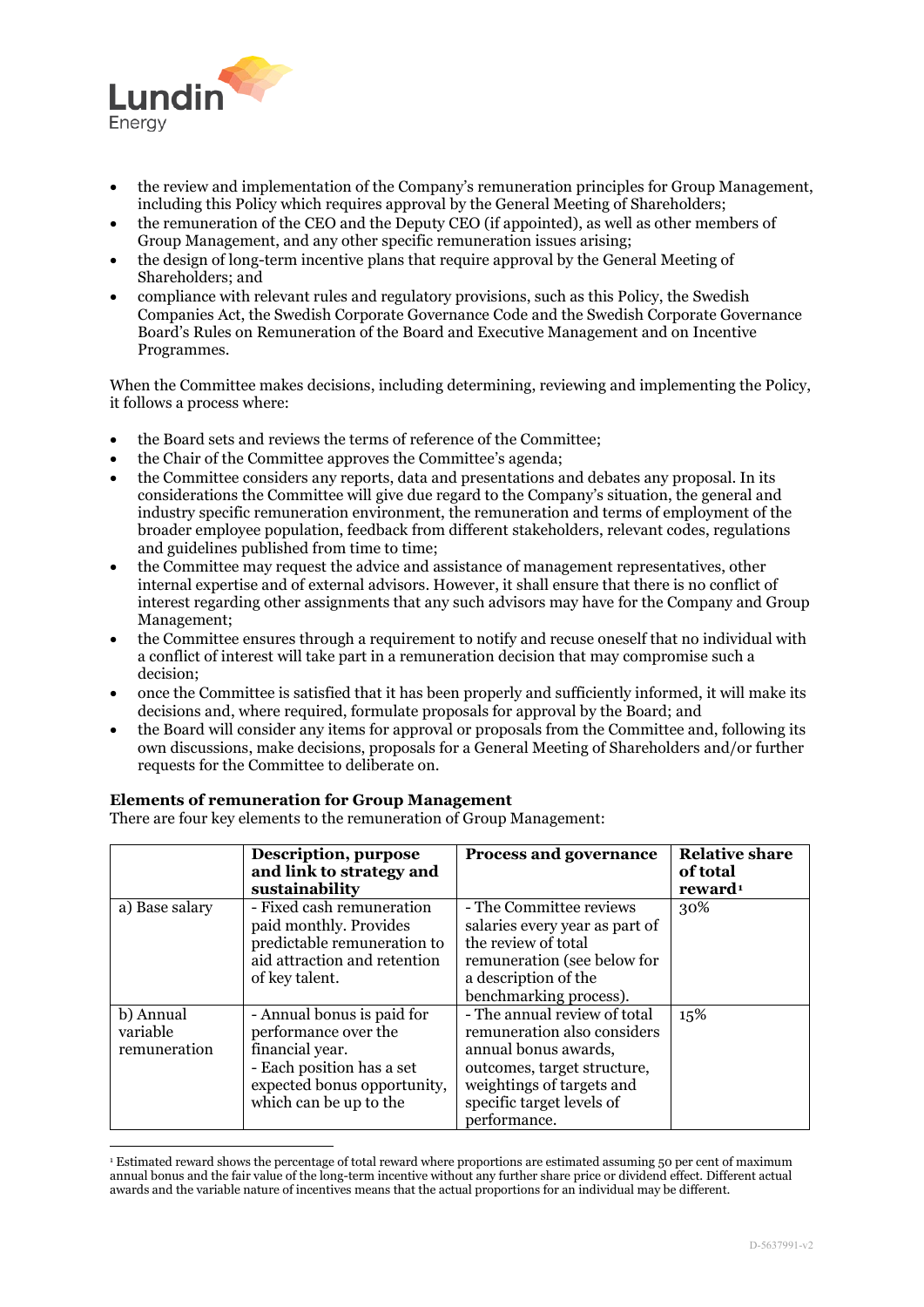- the review and implementation of the Company's remuneration principles for Group Management, including this Policy which requires approval by the General Meeting of Shareholders;
- the remuneration of the CEO and the Deputy CEO (if appointed), as well as other members of Group Management, and any other specific remuneration issues arising;
- the design of long-term incentive plans that require approval by the General Meeting of Shareholders; and
- compliance with relevant rules and regulatory provisions, such as this Policy, the Swedish Companies Act, the Swedish Corporate Governance Code and the Swedish Corporate Governance Board's Rules on Remuneration of the Board and Executive Management and on Incentive Programmes.

When the Committee makes decisions, including determining, reviewing and implementing the Policy, it follows a process where:

- the Board sets and reviews the terms of reference of the Committee;
- the Chair of the Committee approves the Committee's agenda;
- the Committee considers any reports, data and presentations and debates any proposal. In its considerations the Committee will give due regard to the Company's situation, the general and industry specific remuneration environment, the remuneration and terms of employment of the broader employee population, feedback from different stakeholders, relevant codes, regulations and guidelines published from time to time;
- the Committee may request the advice and assistance of management representatives, other internal expertise and of external advisors. However, it shall ensure that there is no conflict of interest regarding other assignments that any such advisors may have for the Company and Group Management;
- the Committee ensures through a requirement to notify and recuse oneself that no individual with a conflict of interest will take part in a remuneration decision that may compromise such a decision;
- once the Committee is satisfied that it has been properly and sufficiently informed, it will make its decisions and, where required, formulate proposals for approval by the Board; and
- the Board will consider any items for approval or proposals from the Committee and, following its own discussions, make decisions, proposals for a General Meeting of Shareholders and/or further requests for the Committee to deliberate on.

**Elements of remuneration for Group Management**

There are four key elements to the remuneration of Group Management:

| | **Description, purpose and link to strategy and sustainability** | **Process and governance** | **Relative share of total reward[1]** |
|---|---|---|---|
| a) Base salary | - Fixed cash remuneration paid monthly. Provides predictable remuneration to aid attraction and retention of key talent. | - The Committee reviews salaries every year as part of the review of total remuneration (see below for a description of the benchmarking process). | 30% |
| b) Annual variable remuneration | - Annual bonus is paid for performance over the financial year.<br>- Each position has a set expected bonus opportunity, which can be up to the | - The annual review of total remuneration also considers annual bonus awards, outcomes, target structure, weightings of targets and specific target levels of performance. | 15% |

[1] Estimated reward shows the percentage of total reward where proportions are estimated assuming 50 per cent of maximum annual bonus and the fair value of the long-term incentive without any further share price or dividend effect. Different actual awards and the variable nature of incentives means that the actual proportions for an individual may be different.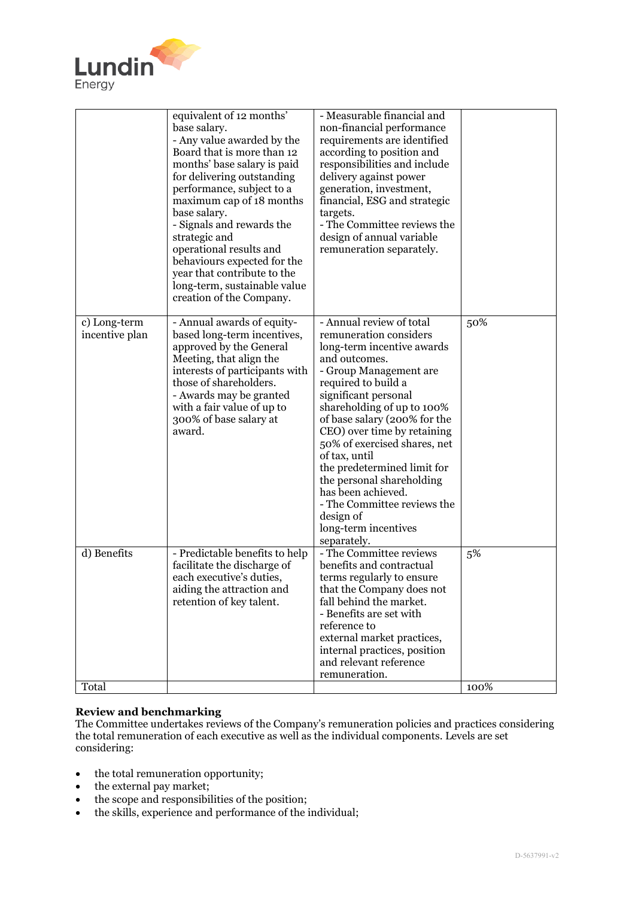| | equivalent of 12 months' base salary.<br>- Any value awarded by the Board that is more than 12 months' base salary is paid for delivering outstanding performance, subject to a maximum cap of 18 months base salary.<br>- Signals and rewards the strategic and operational results and behaviours expected for the year that contribute to the long-term, sustainable value creation of the Company. | - Measurable financial and non-financial performance requirements are identified according to position and responsibilities and include delivery against power generation, investment, financial, ESG and strategic targets.<br>- The Committee reviews the design of annual variable remuneration separately. | |
|---|---|---|---|
| c) Long-term incentive plan | - Annual awards of equity-based long-term incentives, approved by the General Meeting, that align the interests of participants with those of shareholders.<br>- Awards may be granted with a fair value of up to 300% of base salary at award. | - Annual review of total remuneration considers long-term incentive awards and outcomes.<br>- Group Management are required to build a significant personal shareholding of up to 100% of base salary (200% for the CEO) over time by retaining 50% of exercised shares, net of tax, until the predetermined limit for the personal shareholding has been achieved.<br>- The Committee reviews the design of long-term incentives separately. | 50% |
| d) Benefits | - Predictable benefits to help facilitate the discharge of each executive's duties, aiding the attraction and retention of key talent. | - The Committee reviews benefits and contractual terms regularly to ensure that the Company does not fall behind the market.<br>- Benefits are set with reference to external market practices, internal practices, position and relevant reference remuneration. | 5% |
| Total | | | 100% |

**Review and benchmarking**

The Committee undertakes reviews of the Company's remuneration policies and practices considering the total remuneration of each executive as well as the individual components. Levels are set considering:

- the total remuneration opportunity;
- the external pay market;
- the scope and responsibilities of the position;
- the skills, experience and performance of the individual;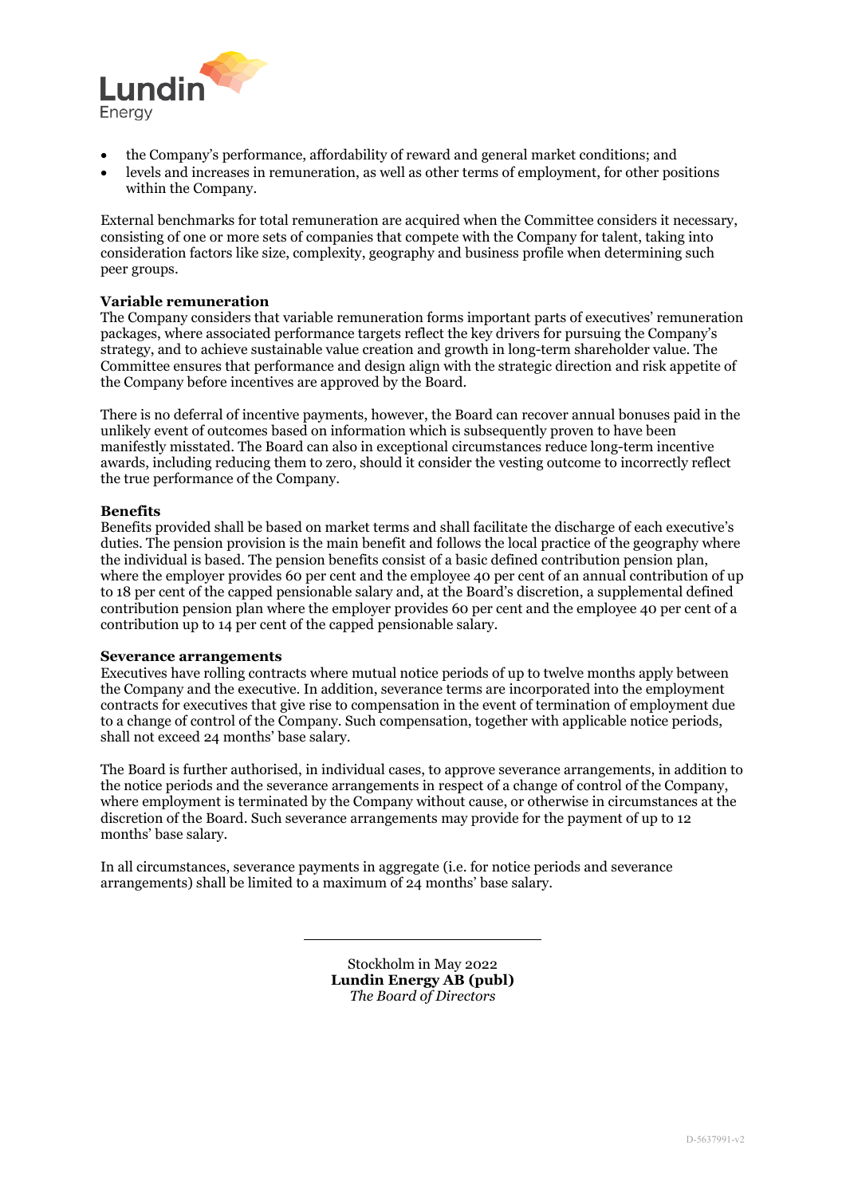- the Company's performance, affordability of reward and general market conditions; and
- levels and increases in remuneration, as well as other terms of employment, for other positions within the Company.

External benchmarks for total remuneration are acquired when the Committee considers it necessary, consisting of one or more sets of companies that compete with the Company for talent, taking into consideration factors like size, complexity, geography and business profile when determining such peer groups.

**Variable remuneration**

The Company considers that variable remuneration forms important parts of executives' remuneration packages, where associated performance targets reflect the key drivers for pursuing the Company's strategy, and to achieve sustainable value creation and growth in long-term shareholder value. The Committee ensures that performance and design align with the strategic direction and risk appetite of the Company before incentives are approved by the Board.

There is no deferral of incentive payments, however, the Board can recover annual bonuses paid in the unlikely event of outcomes based on information which is subsequently proven to have been manifestly misstated. The Board can also in exceptional circumstances reduce long-term incentive awards, including reducing them to zero, should it consider the vesting outcome to incorrectly reflect the true performance of the Company.

**Benefits**

Benefits provided shall be based on market terms and shall facilitate the discharge of each executive's duties. The pension provision is the main benefit and follows the local practice of the geography where the individual is based. The pension benefits consist of a basic defined contribution pension plan, where the employer provides 60 per cent and the employee 40 per cent of an annual contribution of up to 18 per cent of the capped pensionable salary and, at the Board's discretion, a supplemental defined contribution pension plan where the employer provides 60 per cent and the employee 40 per cent of a contribution up to 14 per cent of the capped pensionable salary.

**Severance arrangements**

Executives have rolling contracts where mutual notice periods of up to twelve months apply between the Company and the executive. In addition, severance terms are incorporated into the employment contracts for executives that give rise to compensation in the event of termination of employment due to a change of control of the Company. Such compensation, together with applicable notice periods, shall not exceed 24 months' base salary.

The Board is further authorised, in individual cases, to approve severance arrangements, in addition to the notice periods and the severance arrangements in respect of a change of control of the Company, where employment is terminated by the Company without cause, or otherwise in circumstances at the discretion of the Board. Such severance arrangements may provide for the payment of up to 12 months' base salary.

In all circumstances, severance payments in aggregate (i.e. for notice periods and severance arrangements) shall be limited to a maximum of 24 months' base salary.

---

Stockholm in May 2022
**Lundin Energy AB (publ)**
*The Board of Directors*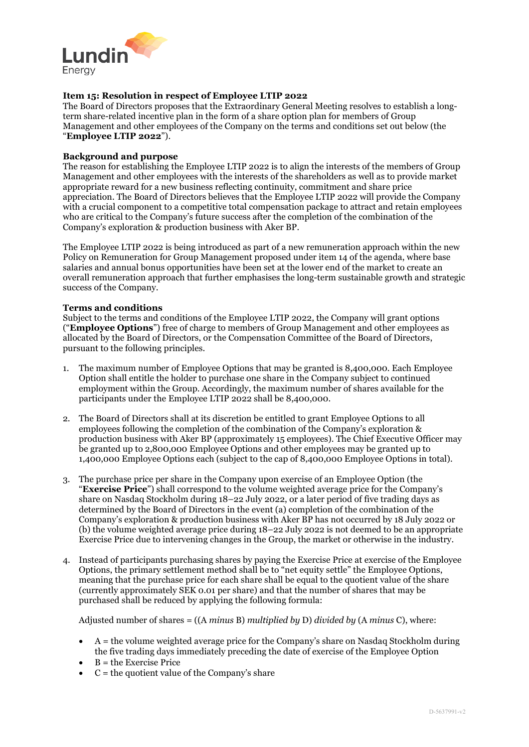**Item 15: Resolution in respect of Employee LTIP 2022**

The Board of Directors proposes that the Extraordinary General Meeting resolves to establish a long-term share-related incentive plan in the form of a share option plan for members of Group Management and other employees of the Company on the terms and conditions set out below (the "**Employee LTIP 2022**").

**Background and purpose**

The reason for establishing the Employee LTIP 2022 is to align the interests of the members of Group Management and other employees with the interests of the shareholders as well as to provide market appropriate reward for a new business reflecting continuity, commitment and share price appreciation. The Board of Directors believes that the Employee LTIP 2022 will provide the Company with a crucial component to a competitive total compensation package to attract and retain employees who are critical to the Company's future success after the completion of the combination of the Company's exploration & production business with Aker BP.

The Employee LTIP 2022 is being introduced as part of a new remuneration approach within the new Policy on Remuneration for Group Management proposed under item 14 of the agenda, where base salaries and annual bonus opportunities have been set at the lower end of the market to create an overall remuneration approach that further emphasises the long-term sustainable growth and strategic success of the Company.

**Terms and conditions**

Subject to the terms and conditions of the Employee LTIP 2022, the Company will grant options ("**Employee Options**") free of charge to members of Group Management and other employees as allocated by the Board of Directors, or the Compensation Committee of the Board of Directors, pursuant to the following principles.

1. The maximum number of Employee Options that may be granted is 8,400,000. Each Employee Option shall entitle the holder to purchase one share in the Company subject to continued employment within the Group. Accordingly, the maximum number of shares available for the participants under the Employee LTIP 2022 shall be 8,400,000.

2. The Board of Directors shall at its discretion be entitled to grant Employee Options to all employees following the completion of the combination of the Company's exploration & production business with Aker BP (approximately 15 employees). The Chief Executive Officer may be granted up to 2,800,000 Employee Options and other employees may be granted up to 1,400,000 Employee Options each (subject to the cap of 8,400,000 Employee Options in total).

3. The purchase price per share in the Company upon exercise of an Employee Option (the "**Exercise Price**") shall correspond to the volume weighted average price for the Company's share on Nasdaq Stockholm during 18–22 July 2022, or a later period of five trading days as determined by the Board of Directors in the event (a) completion of the combination of the Company's exploration & production business with Aker BP has not occurred by 18 July 2022 or (b) the volume weighted average price during 18–22 July 2022 is not deemed to be an appropriate Exercise Price due to intervening changes in the Group, the market or otherwise in the industry.

4. Instead of participants purchasing shares by paying the Exercise Price at exercise of the Employee Options, the primary settlement method shall be to "net equity settle" the Employee Options, meaning that the purchase price for each share shall be equal to the quotient value of the share (currently approximately SEK 0.01 per share) and that the number of shares that may be purchased shall be reduced by applying the following formula:

   Adjusted number of shares = ((A *minus* B) *multiplied by* D) *divided by* (A *minus* C), where:

   - A = the volume weighted average price for the Company's share on Nasdaq Stockholm during the five trading days immediately preceding the date of exercise of the Employee Option
   - B = the Exercise Price
   - C = the quotient value of the Company's share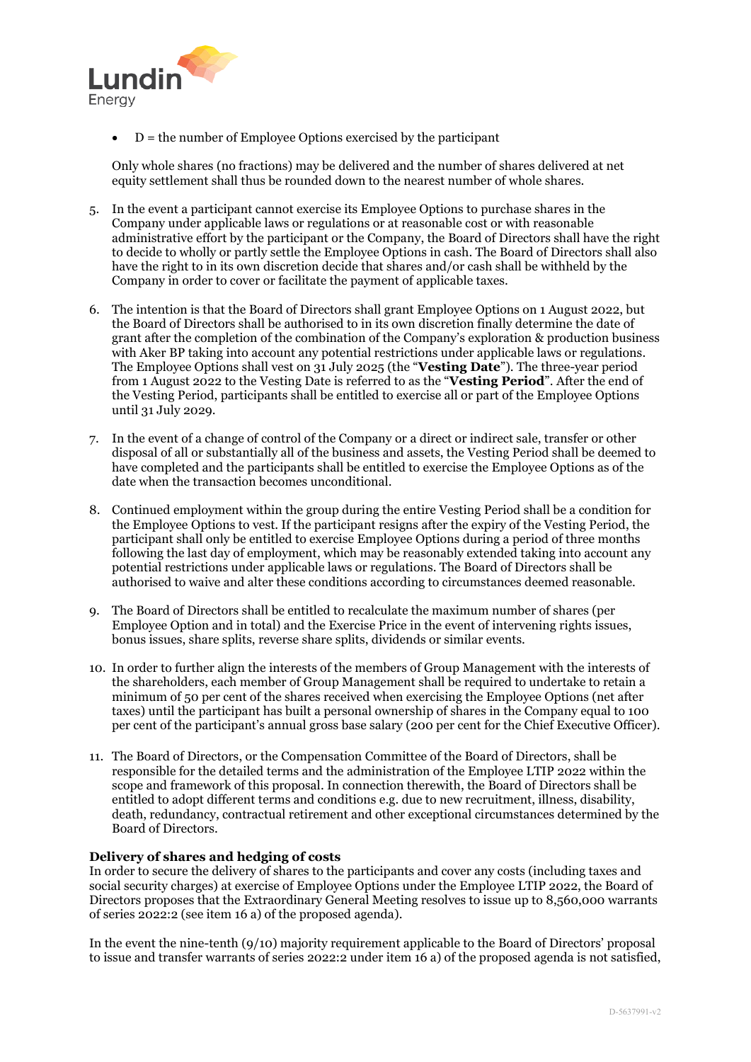- D = the number of Employee Options exercised by the participant

Only whole shares (no fractions) may be delivered and the number of shares delivered at net equity settlement shall thus be rounded down to the nearest number of whole shares.

5. In the event a participant cannot exercise its Employee Options to purchase shares in the Company under applicable laws or regulations or at reasonable cost or with reasonable administrative effort by the participant or the Company, the Board of Directors shall have the right to decide to wholly or partly settle the Employee Options in cash. The Board of Directors shall also have the right to in its own discretion decide that shares and/or cash shall be withheld by the Company in order to cover or facilitate the payment of applicable taxes.

6. The intention is that the Board of Directors shall grant Employee Options on 1 August 2022, but the Board of Directors shall be authorised to in its own discretion finally determine the date of grant after the completion of the combination of the Company's exploration & production business with Aker BP taking into account any potential restrictions under applicable laws or regulations. The Employee Options shall vest on 31 July 2025 (the "**Vesting Date**"). The three-year period from 1 August 2022 to the Vesting Date is referred to as the "**Vesting Period**". After the end of the Vesting Period, participants shall be entitled to exercise all or part of the Employee Options until 31 July 2029.

7. In the event of a change of control of the Company or a direct or indirect sale, transfer or other disposal of all or substantially all of the business and assets, the Vesting Period shall be deemed to have completed and the participants shall be entitled to exercise the Employee Options as of the date when the transaction becomes unconditional.

8. Continued employment within the group during the entire Vesting Period shall be a condition for the Employee Options to vest. If the participant resigns after the expiry of the Vesting Period, the participant shall only be entitled to exercise Employee Options during a period of three months following the last day of employment, which may be reasonably extended taking into account any potential restrictions under applicable laws or regulations. The Board of Directors shall be authorised to waive and alter these conditions according to circumstances deemed reasonable.

9. The Board of Directors shall be entitled to recalculate the maximum number of shares (per Employee Option and in total) and the Exercise Price in the event of intervening rights issues, bonus issues, share splits, reverse share splits, dividends or similar events.

10. In order to further align the interests of the members of Group Management with the interests of the shareholders, each member of Group Management shall be required to undertake to retain a minimum of 50 per cent of the shares received when exercising the Employee Options (net after taxes) until the participant has built a personal ownership of shares in the Company equal to 100 per cent of the participant's annual gross base salary (200 per cent for the Chief Executive Officer).

11. The Board of Directors, or the Compensation Committee of the Board of Directors, shall be responsible for the detailed terms and the administration of the Employee LTIP 2022 within the scope and framework of this proposal. In connection therewith, the Board of Directors shall be entitled to adopt different terms and conditions e.g. due to new recruitment, illness, disability, death, redundancy, contractual retirement and other exceptional circumstances determined by the Board of Directors.

**Delivery of shares and hedging of costs**

In order to secure the delivery of shares to the participants and cover any costs (including taxes and social security charges) at exercise of Employee Options under the Employee LTIP 2022, the Board of Directors proposes that the Extraordinary General Meeting resolves to issue up to 8,560,000 warrants of series 2022:2 (see item 16 a) of the proposed agenda).

In the event the nine-tenth (9/10) majority requirement applicable to the Board of Directors' proposal to issue and transfer warrants of series 2022:2 under item 16 a) of the proposed agenda is not satisfied,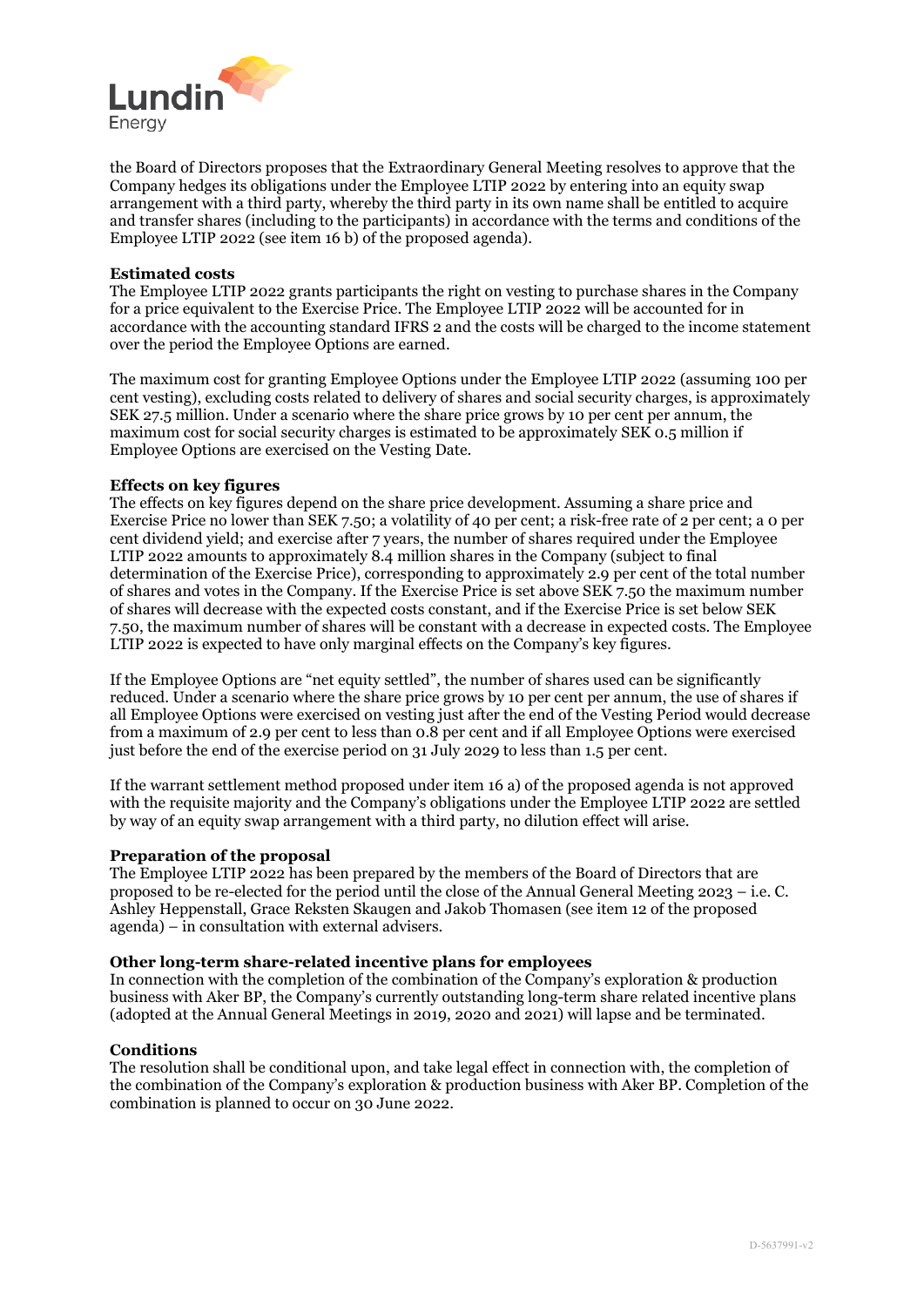the Board of Directors proposes that the Extraordinary General Meeting resolves to approve that the Company hedges its obligations under the Employee LTIP 2022 by entering into an equity swap arrangement with a third party, whereby the third party in its own name shall be entitled to acquire and transfer shares (including to the participants) in accordance with the terms and conditions of the Employee LTIP 2022 (see item 16 b) of the proposed agenda).

**Estimated costs**

The Employee LTIP 2022 grants participants the right on vesting to purchase shares in the Company for a price equivalent to the Exercise Price. The Employee LTIP 2022 will be accounted for in accordance with the accounting standard IFRS 2 and the costs will be charged to the income statement over the period the Employee Options are earned.

The maximum cost for granting Employee Options under the Employee LTIP 2022 (assuming 100 per cent vesting), excluding costs related to delivery of shares and social security charges, is approximately SEK 27.5 million. Under a scenario where the share price grows by 10 per cent per annum, the maximum cost for social security charges is estimated to be approximately SEK 0.5 million if Employee Options are exercised on the Vesting Date.

**Effects on key figures**

The effects on key figures depend on the share price development. Assuming a share price and Exercise Price no lower than SEK 7.50; a volatility of 40 per cent; a risk-free rate of 2 per cent; a 0 per cent dividend yield; and exercise after 7 years, the number of shares required under the Employee LTIP 2022 amounts to approximately 8.4 million shares in the Company (subject to final determination of the Exercise Price), corresponding to approximately 2.9 per cent of the total number of shares and votes in the Company. If the Exercise Price is set above SEK 7.50 the maximum number of shares will decrease with the expected costs constant, and if the Exercise Price is set below SEK 7.50, the maximum number of shares will be constant with a decrease in expected costs. The Employee LTIP 2022 is expected to have only marginal effects on the Company's key figures.

If the Employee Options are "net equity settled", the number of shares used can be significantly reduced. Under a scenario where the share price grows by 10 per cent per annum, the use of shares if all Employee Options were exercised on vesting just after the end of the Vesting Period would decrease from a maximum of 2.9 per cent to less than 0.8 per cent and if all Employee Options were exercised just before the end of the exercise period on 31 July 2029 to less than 1.5 per cent.

If the warrant settlement method proposed under item 16 a) of the proposed agenda is not approved with the requisite majority and the Company's obligations under the Employee LTIP 2022 are settled by way of an equity swap arrangement with a third party, no dilution effect will arise.

**Preparation of the proposal**

The Employee LTIP 2022 has been prepared by the members of the Board of Directors that are proposed to be re-elected for the period until the close of the Annual General Meeting 2023 – i.e. C. Ashley Heppenstall, Grace Reksten Skaugen and Jakob Thomasen (see item 12 of the proposed agenda) – in consultation with external advisers.

**Other long-term share-related incentive plans for employees**

In connection with the completion of the combination of the Company's exploration & production business with Aker BP, the Company's currently outstanding long-term share related incentive plans (adopted at the Annual General Meetings in 2019, 2020 and 2021) will lapse and be terminated.

**Conditions**

The resolution shall be conditional upon, and take legal effect in connection with, the completion of the combination of the Company's exploration & production business with Aker BP. Completion of the combination is planned to occur on 30 June 2022.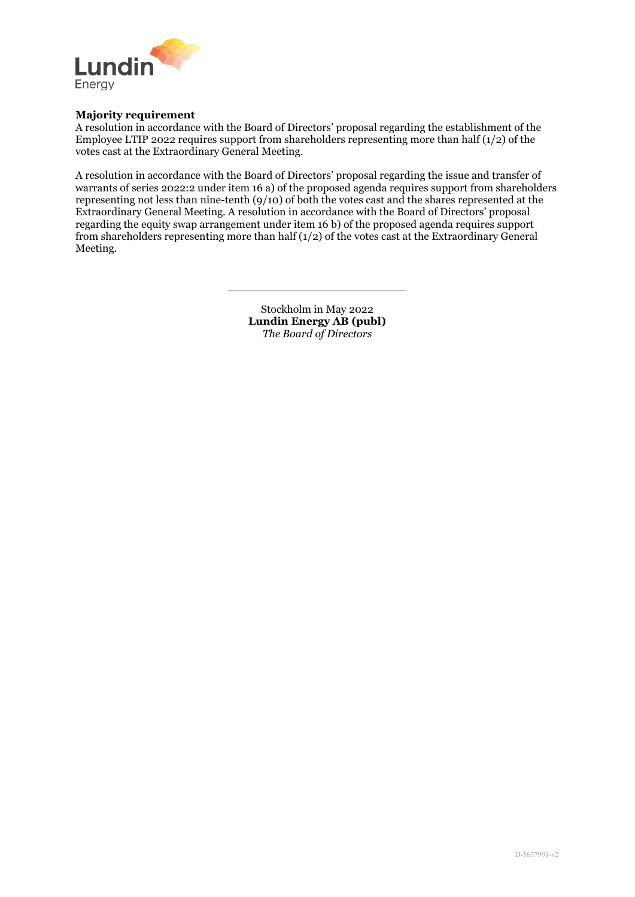**Majority requirement**

A resolution in accordance with the Board of Directors' proposal regarding the establishment of the Employee LTIP 2022 requires support from shareholders representing more than half (1/2) of the votes cast at the Extraordinary General Meeting.

A resolution in accordance with the Board of Directors' proposal regarding the issue and transfer of warrants of series 2022:2 under item 16 a) of the proposed agenda requires support from shareholders representing not less than nine-tenth (9/10) of both the votes cast and the shares represented at the Extraordinary General Meeting. A resolution in accordance with the Board of Directors' proposal regarding the equity swap arrangement under item 16 b) of the proposed agenda requires support from shareholders representing more than half (1/2) of the votes cast at the Extraordinary General Meeting.

---

Stockholm in May 2022
**Lundin Energy AB (publ)**
*The Board of Directors*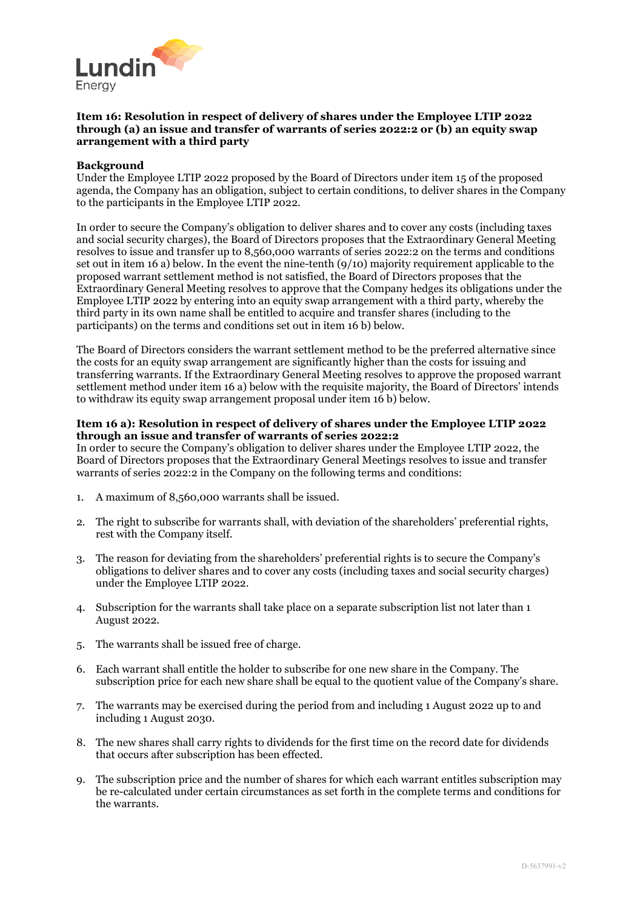**Item 16: Resolution in respect of delivery of shares under the Employee LTIP 2022 through (a) an issue and transfer of warrants of series 2022:2 or (b) an equity swap arrangement with a third party**

**Background**

Under the Employee LTIP 2022 proposed by the Board of Directors under item 15 of the proposed agenda, the Company has an obligation, subject to certain conditions, to deliver shares in the Company to the participants in the Employee LTIP 2022.

In order to secure the Company's obligation to deliver shares and to cover any costs (including taxes and social security charges), the Board of Directors proposes that the Extraordinary General Meeting resolves to issue and transfer up to 8,560,000 warrants of series 2022:2 on the terms and conditions set out in item 16 a) below. In the event the nine-tenth (9/10) majority requirement applicable to the proposed warrant settlement method is not satisfied, the Board of Directors proposes that the Extraordinary General Meeting resolves to approve that the Company hedges its obligations under the Employee LTIP 2022 by entering into an equity swap arrangement with a third party, whereby the third party in its own name shall be entitled to acquire and transfer shares (including to the participants) on the terms and conditions set out in item 16 b) below.

The Board of Directors considers the warrant settlement method to be the preferred alternative since the costs for an equity swap arrangement are significantly higher than the costs for issuing and transferring warrants. If the Extraordinary General Meeting resolves to approve the proposed warrant settlement method under item 16 a) below with the requisite majority, the Board of Directors' intends to withdraw its equity swap arrangement proposal under item 16 b) below.

**Item 16 a): Resolution in respect of delivery of shares under the Employee LTIP 2022 through an issue and transfer of warrants of series 2022:2**

In order to secure the Company's obligation to deliver shares under the Employee LTIP 2022, the Board of Directors proposes that the Extraordinary General Meeting resolves to issue and transfer warrants of series 2022:2 in the Company on the following terms and conditions:

1. A maximum of 8,560,000 warrants shall be issued.
2. The right to subscribe for warrants shall, with deviation of the shareholders' preferential rights, rest with the Company itself.
3. The reason for deviating from the shareholders' preferential rights is to secure the Company's obligations to deliver shares and to cover any costs (including taxes and social security charges) under the Employee LTIP 2022.
4. Subscription for the warrants shall take place on a separate subscription list not later than 1 August 2022.
5. The warrants shall be issued free of charge.
6. Each warrant shall entitle the holder to subscribe for one new share in the Company. The subscription price for each new share shall be equal to the quotient value of the Company's share.
7. The warrants may be exercised during the period from and including 1 August 2022 up to and including 1 August 2030.
8. The new shares shall carry rights to dividends for the first time on the record date for dividends that occurs after subscription has been effected.
9. The subscription price and the number of shares for which each warrant entitles subscription may be re-calculated under certain circumstances as set forth in the complete terms and conditions for the warrants.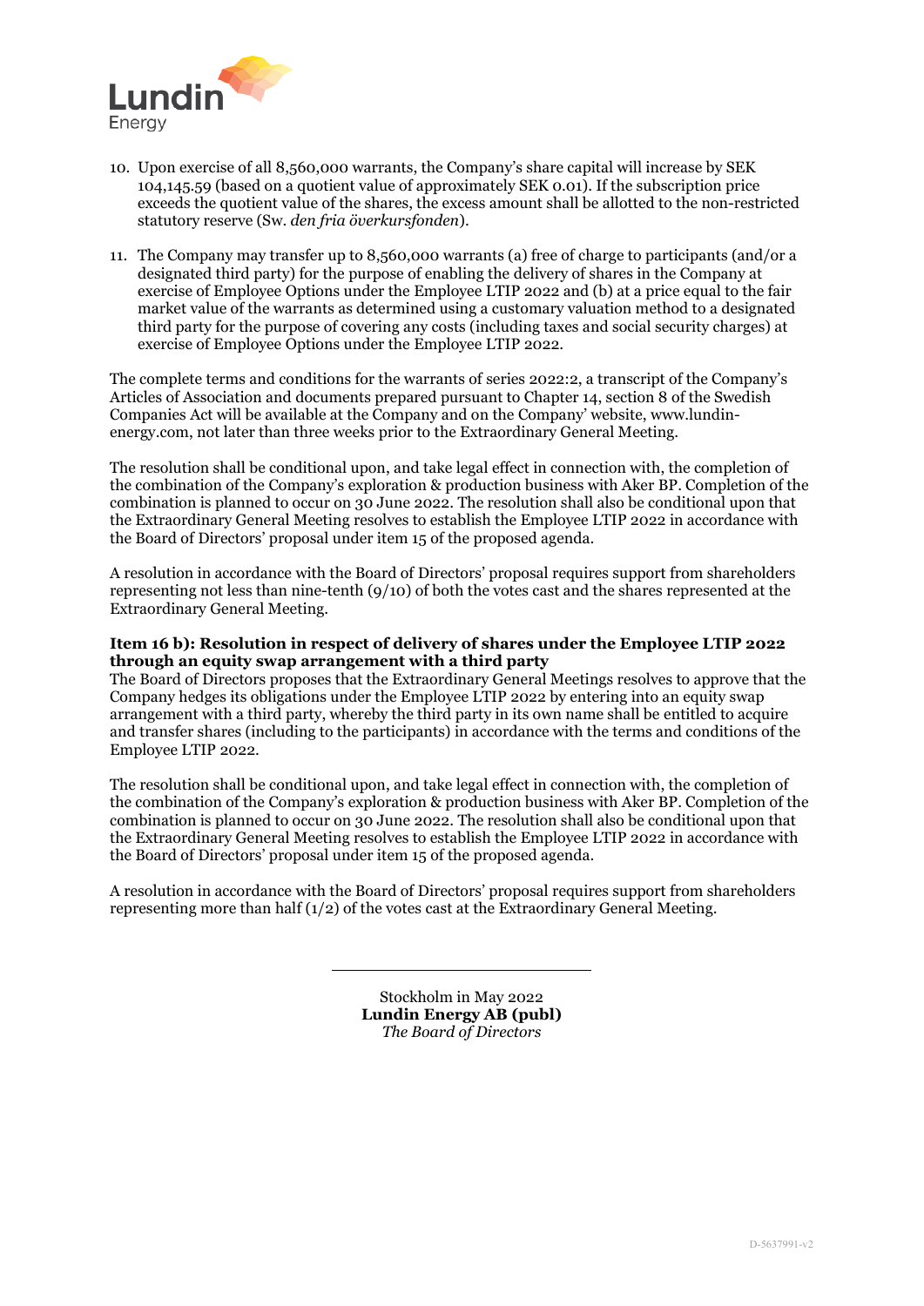10. Upon exercise of all 8,560,000 warrants, the Company's share capital will increase by SEK 104,145.59 (based on a quotient value of approximately SEK 0.01). If the subscription price exceeds the quotient value of the shares, the excess amount shall be allotted to the non-restricted statutory reserve (Sw. *den fria överkursfonden*).

11. The Company may transfer up to 8,560,000 warrants (a) free of charge to participants (and/or a designated third party) for the purpose of enabling the delivery of shares in the Company at exercise of Employee Options under the Employee LTIP 2022 and (b) at a price equal to the fair market value of the warrants as determined using a customary valuation method to a designated third party for the purpose of covering any costs (including taxes and social security charges) at exercise of Employee Options under the Employee LTIP 2022.

The complete terms and conditions for the warrants of series 2022:2, a transcript of the Company's Articles of Association and documents prepared pursuant to Chapter 14, section 8 of the Swedish Companies Act will be available at the Company and on the Company' website, www.lundin-energy.com, not later than three weeks prior to the Extraordinary General Meeting.

The resolution shall be conditional upon, and take legal effect in connection with, the completion of the combination of the Company's exploration & production business with Aker BP. Completion of the combination is planned to occur on 30 June 2022. The resolution shall also be conditional upon that the Extraordinary General Meeting resolves to establish the Employee LTIP 2022 in accordance with the Board of Directors' proposal under item 15 of the proposed agenda.

A resolution in accordance with the Board of Directors' proposal requires support from shareholders representing not less than nine-tenth (9/10) of both the votes cast and the shares represented at the Extraordinary General Meeting.

**Item 16 b): Resolution in respect of delivery of shares under the Employee LTIP 2022 through an equity swap arrangement with a third party**

The Board of Directors proposes that the Extraordinary General Meetings resolves to approve that the Company hedges its obligations under the Employee LTIP 2022 by entering into an equity swap arrangement with a third party, whereby the third party in its own name shall be entitled to acquire and transfer shares (including to the participants) in accordance with the terms and conditions of the Employee LTIP 2022.

The resolution shall be conditional upon, and take legal effect in connection with, the completion of the combination of the Company's exploration & production business with Aker BP. Completion of the combination is planned to occur on 30 June 2022. The resolution shall also be conditional upon that the Extraordinary General Meeting resolves to establish the Employee LTIP 2022 in accordance with the Board of Directors' proposal under item 15 of the proposed agenda.

A resolution in accordance with the Board of Directors' proposal requires support from shareholders representing more than half (1/2) of the votes cast at the Extraordinary General Meeting.

---

Stockholm in May 2022
**Lundin Energy AB (publ)**
*The Board of Directors*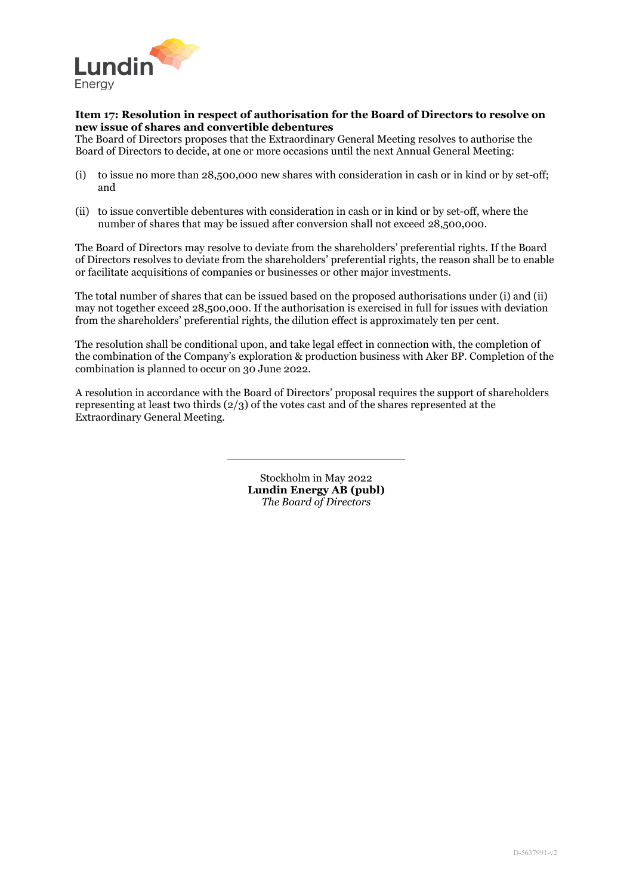**Item 17: Resolution in respect of authorisation for the Board of Directors to resolve on new issue of shares and convertible debentures**

The Board of Directors proposes that the Extraordinary General Meeting resolves to authorise the Board of Directors to decide, at one or more occasions until the next Annual General Meeting:

(i) to issue no more than 28,500,000 new shares with consideration in cash or in kind or by set-off; and

(ii) to issue convertible debentures with consideration in cash or in kind or by set-off, where the number of shares that may be issued after conversion shall not exceed 28,500,000.

The Board of Directors may resolve to deviate from the shareholders' preferential rights. If the Board of Directors resolves to deviate from the shareholders' preferential rights, the reason shall be to enable or facilitate acquisitions of companies or businesses or other major investments.

The total number of shares that can be issued based on the proposed authorisations under (i) and (ii) may not together exceed 28,500,000. If the authorisation is exercised in full for issues with deviation from the shareholders' preferential rights, the dilution effect is approximately ten per cent.

The resolution shall be conditional upon, and take legal effect in connection with, the completion of the combination of the Company's exploration & production business with Aker BP. Completion of the combination is planned to occur on 30 June 2022.

A resolution in accordance with the Board of Directors' proposal requires the support of shareholders representing at least two thirds (2/3) of the votes cast and of the shares represented at the Extraordinary General Meeting.

---

Stockholm in May 2022
**Lundin Energy AB (publ)**
*The Board of Directors*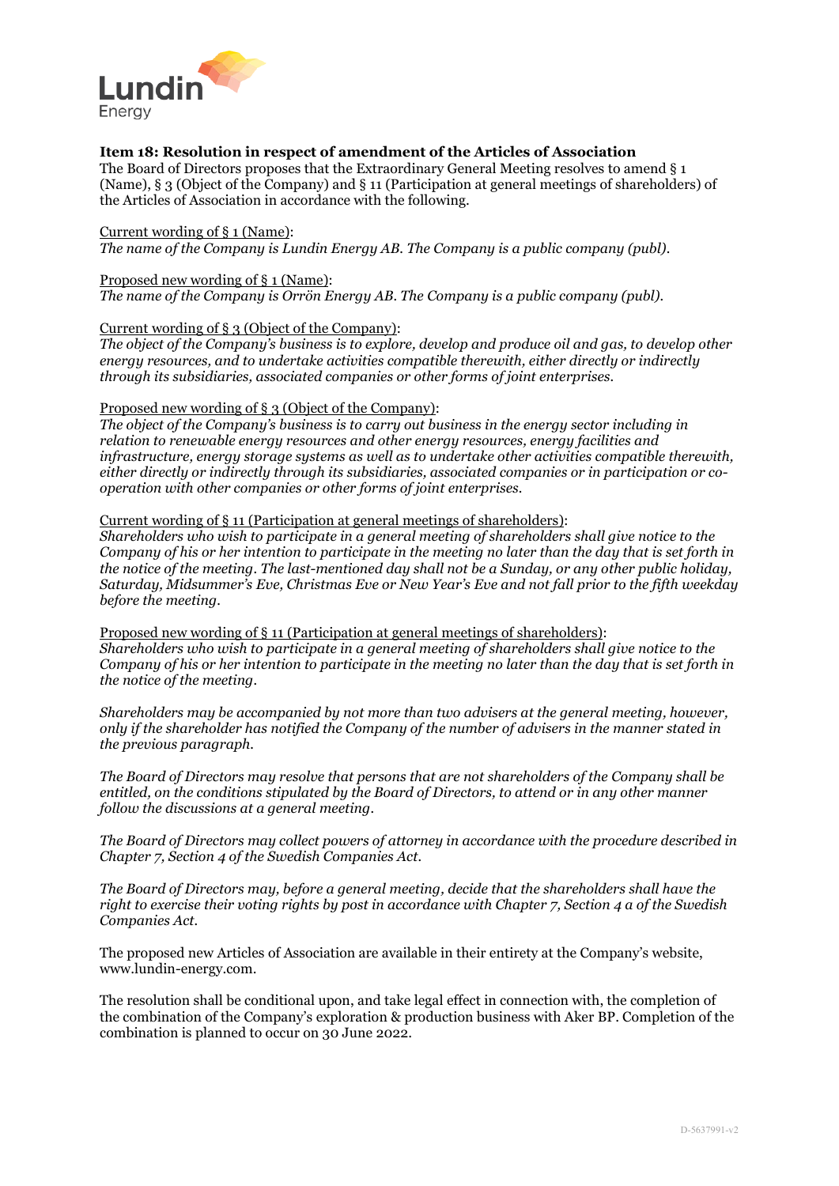**Item 18: Resolution in respect of amendment of the Articles of Association**
The Board of Directors proposes that the Extraordinary General Meeting resolves to amend § 1 (Name), § 3 (Object of the Company) and § 11 (Participation at general meetings of shareholders) of the Articles of Association in accordance with the following.

Current wording of § 1 (Name):
*The name of the Company is Lundin Energy AB. The Company is a public company (publ).*

Proposed new wording of § 1 (Name):
*The name of the Company is Orrön Energy AB. The Company is a public company (publ).*

Current wording of § 3 (Object of the Company):
*The object of the Company's business is to explore, develop and produce oil and gas, to develop other energy resources, and to undertake activities compatible therewith, either directly or indirectly through its subsidiaries, associated companies or other forms of joint enterprises.*

Proposed new wording of § 3 (Object of the Company):
*The object of the Company's business is to carry out business in the energy sector including in relation to renewable energy resources and other energy resources, energy facilities and infrastructure, energy storage systems as well as to undertake other activities compatible therewith, either directly or indirectly through its subsidiaries, associated companies or in participation or co-operation with other companies or other forms of joint enterprises.*

Current wording of § 11 (Participation at general meetings of shareholders):
*Shareholders who wish to participate in a general meeting of shareholders shall give notice to the Company of his or her intention to participate in the meeting no later than the day that is set forth in the notice of the meeting. The last-mentioned day shall not be a Sunday, or any other public holiday, Saturday, Midsummer's Eve, Christmas Eve or New Year's Eve and not fall prior to the fifth weekday before the meeting.*

Proposed new wording of § 11 (Participation at general meetings of shareholders):
*Shareholders who wish to participate in a general meeting of shareholders shall give notice to the Company of his or her intention to participate in the meeting no later than the day that is set forth in the notice of the meeting.*

*Shareholders may be accompanied by not more than two advisers at the general meeting, however, only if the shareholder has notified the Company of the number of advisers in the manner stated in the previous paragraph.*

*The Board of Directors may resolve that persons that are not shareholders of the Company shall be entitled, on the conditions stipulated by the Board of Directors, to attend or in any other manner follow the discussions at a general meeting.*

*The Board of Directors may collect powers of attorney in accordance with the procedure described in Chapter 7, Section 4 of the Swedish Companies Act.*

*The Board of Directors may, before a general meeting, decide that the shareholders shall have the right to exercise their voting rights by post in accordance with Chapter 7, Section 4 a of the Swedish Companies Act.*

The proposed new Articles of Association are available in their entirety at the Company's website, www.lundin-energy.com.

The resolution shall be conditional upon, and take legal effect in connection with, the completion of the combination of the Company's exploration & production business with Aker BP. Completion of the combination is planned to occur on 30 June 2022.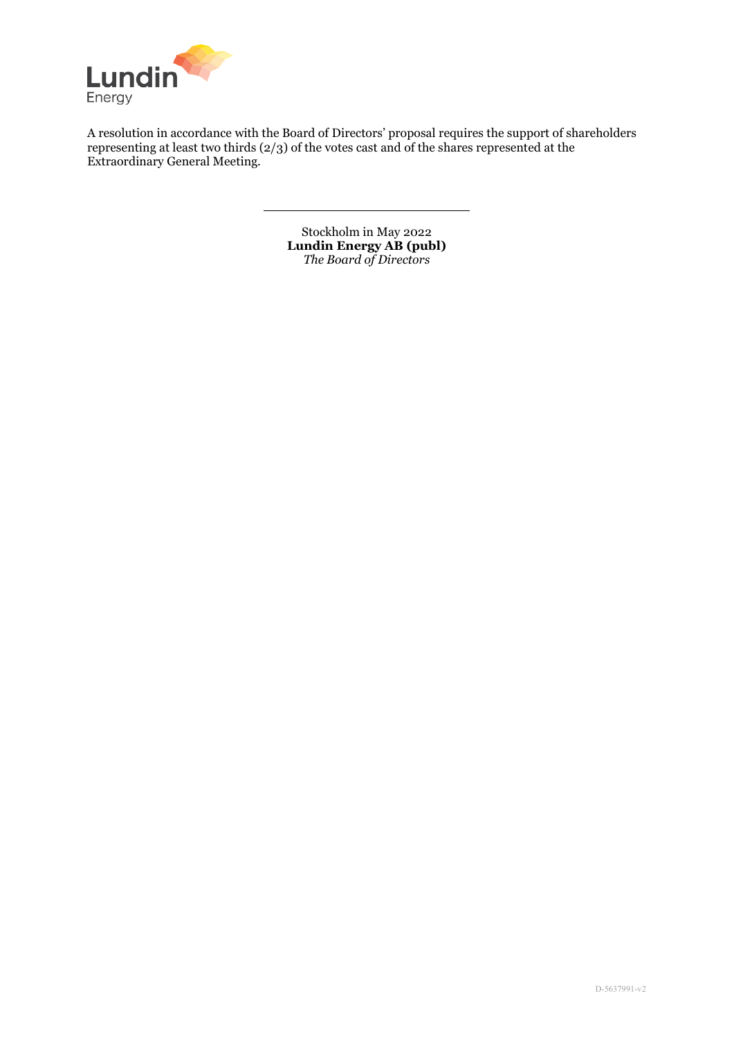A resolution in accordance with the Board of Directors' proposal requires the support of shareholders representing at least two thirds (2/3) of the votes cast and of the shares represented at the Extraordinary General Meeting.

---

Stockholm in May 2022
**Lundin Energy AB (publ)**
*The Board of Directors*